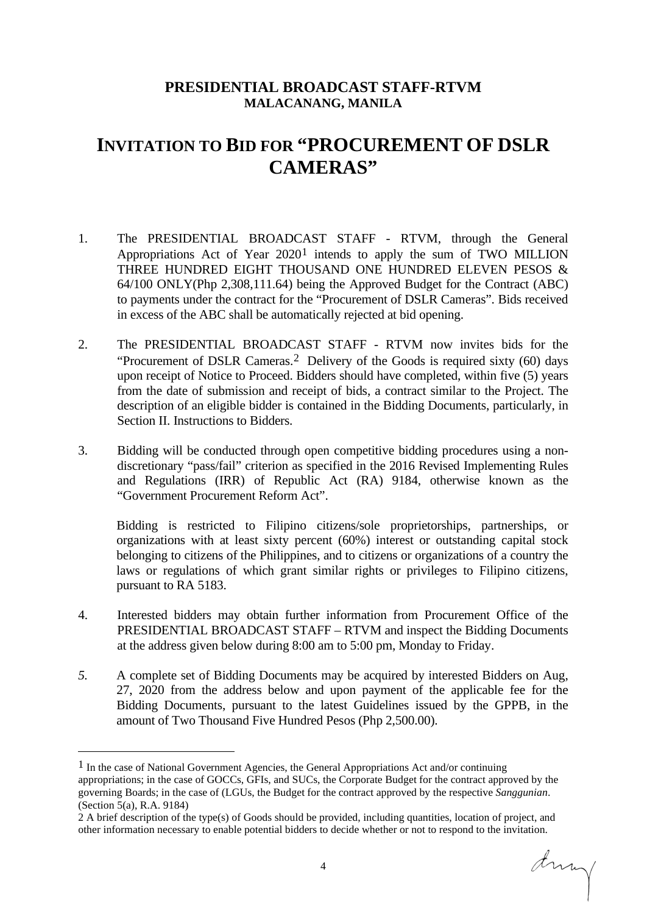**PRESIDENTIAL BROADCAST STAFF-RTVM**
**MALACANANG, MANILA**

# INVITATION TO BID FOR "PROCUREMENT OF DSLR CAMERAS"

1. The PRESIDENTIAL BROADCAST STAFF - RTVM, through the General Appropriations Act of Year 2020[1] intends to apply the sum of TWO MILLION THREE HUNDRED EIGHT THOUSAND ONE HUNDRED ELEVEN PESOS & 64/100 ONLY(Php 2,308,111.64) being the Approved Budget for the Contract (ABC) to payments under the contract for the "Procurement of DSLR Cameras". Bids received in excess of the ABC shall be automatically rejected at bid opening.

2. The PRESIDENTIAL BROADCAST STAFF - RTVM now invites bids for the "Procurement of DSLR Cameras.[2] Delivery of the Goods is required sixty (60) days upon receipt of Notice to Proceed. Bidders should have completed, within five (5) years from the date of submission and receipt of bids, a contract similar to the Project. The description of an eligible bidder is contained in the Bidding Documents, particularly, in Section II. Instructions to Bidders.

3. Bidding will be conducted through open competitive bidding procedures using a non-discretionary "pass/fail" criterion as specified in the 2016 Revised Implementing Rules and Regulations (IRR) of Republic Act (RA) 9184, otherwise known as the "Government Procurement Reform Act".

   Bidding is restricted to Filipino citizens/sole proprietorships, partnerships, or organizations with at least sixty percent (60%) interest or outstanding capital stock belonging to citizens of the Philippines, and to citizens or organizations of a country the laws or regulations of which grant similar rights or privileges to Filipino citizens, pursuant to RA 5183.

4. Interested bidders may obtain further information from Procurement Office of the PRESIDENTIAL BROADCAST STAFF – RTVM and inspect the Bidding Documents at the address given below during 8:00 am to 5:00 pm, Monday to Friday.

5. A complete set of Bidding Documents may be acquired by interested Bidders on Aug, 27, 2020 from the address below and upon payment of the applicable fee for the Bidding Documents, pursuant to the latest Guidelines issued by the GPPB, in the amount of Two Thousand Five Hundred Pesos (Php 2,500.00).

---

[1] In the case of National Government Agencies, the General Appropriations Act and/or continuing appropriations; in the case of GOCCs, GFIs, and SUCs, the Corporate Budget for the contract approved by the governing Boards; in the case of (LGUs, the Budget for the contract approved by the respective *Sanggunian*. (Section 5(a), R.A. 9184)

[2] A brief description of the type(s) of Goods should be provided, including quantities, location of project, and other information necessary to enable potential bidders to decide whether or not to respond to the invitation.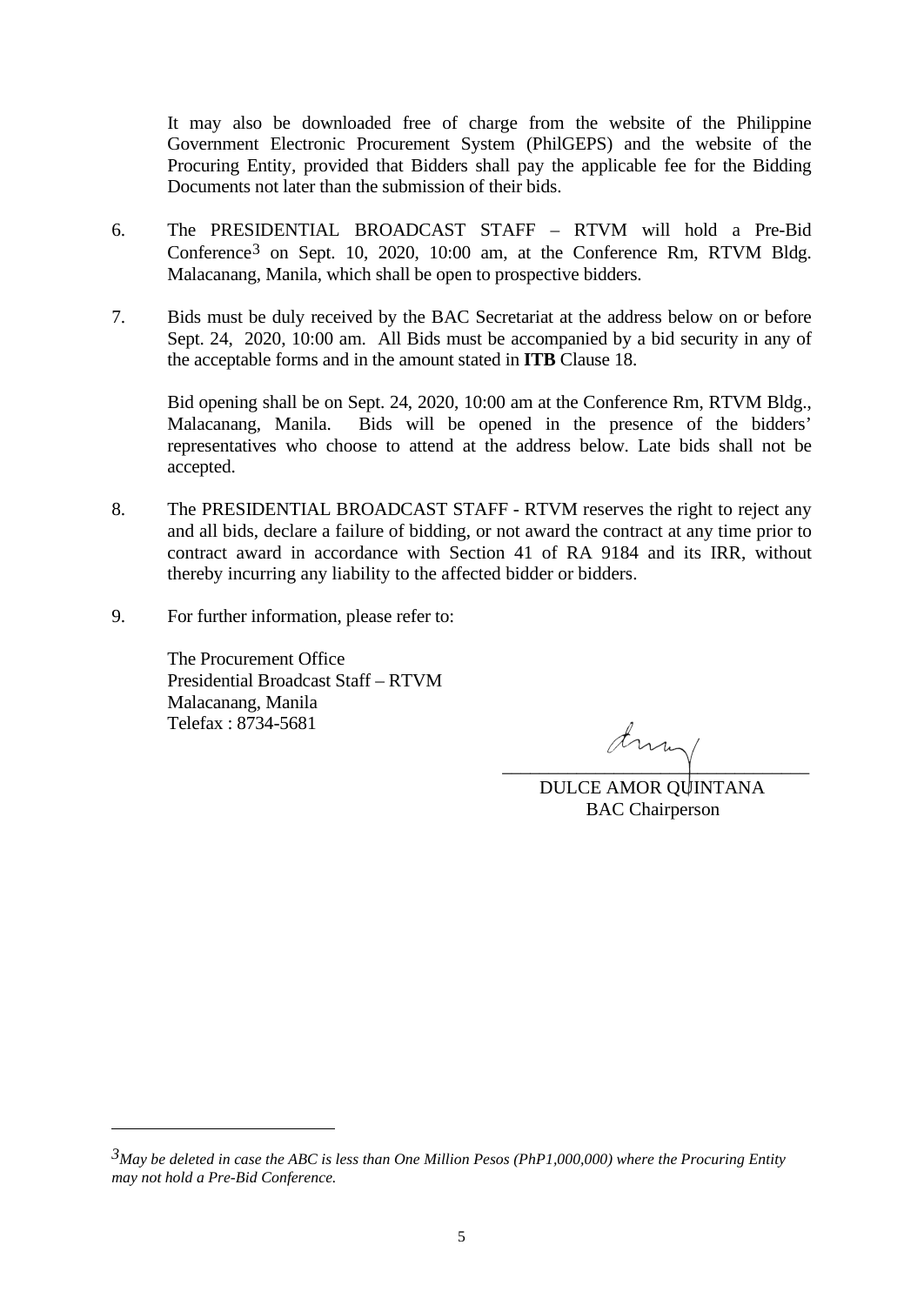It may also be downloaded free of charge from the website of the Philippine Government Electronic Procurement System (PhilGEPS) and the website of the Procuring Entity, provided that Bidders shall pay the applicable fee for the Bidding Documents not later than the submission of their bids.

6. The PRESIDENTIAL BROADCAST STAFF – RTVM will hold a Pre-Bid Conference[3] on Sept. 10, 2020, 10:00 am, at the Conference Rm, RTVM Bldg. Malacanang, Manila, which shall be open to prospective bidders.

7. Bids must be duly received by the BAC Secretariat at the address below on or before Sept. 24, 2020, 10:00 am. All Bids must be accompanied by a bid security in any of the acceptable forms and in the amount stated in **ITB** Clause 18.

   Bid opening shall be on Sept. 24, 2020, 10:00 am at the Conference Rm, RTVM Bldg., Malacanang, Manila. Bids will be opened in the presence of the bidders' representatives who choose to attend at the address below. Late bids shall not be accepted.

8. The PRESIDENTIAL BROADCAST STAFF - RTVM reserves the right to reject any and all bids, declare a failure of bidding, or not award the contract at any time prior to contract award in accordance with Section 41 of RA 9184 and its IRR, without thereby incurring any liability to the affected bidder or bidders.

9. For further information, please refer to:

   The Procurement Office
   Presidential Broadcast Staff – RTVM
   Malacanang, Manila
   Telefax : 8734-5681

DULCE AMOR QUINTANA
BAC Chairperson

---

[3] *May be deleted in case the ABC is less than One Million Pesos (PhP1,000,000) where the Procuring Entity may not hold a Pre-Bid Conference.*